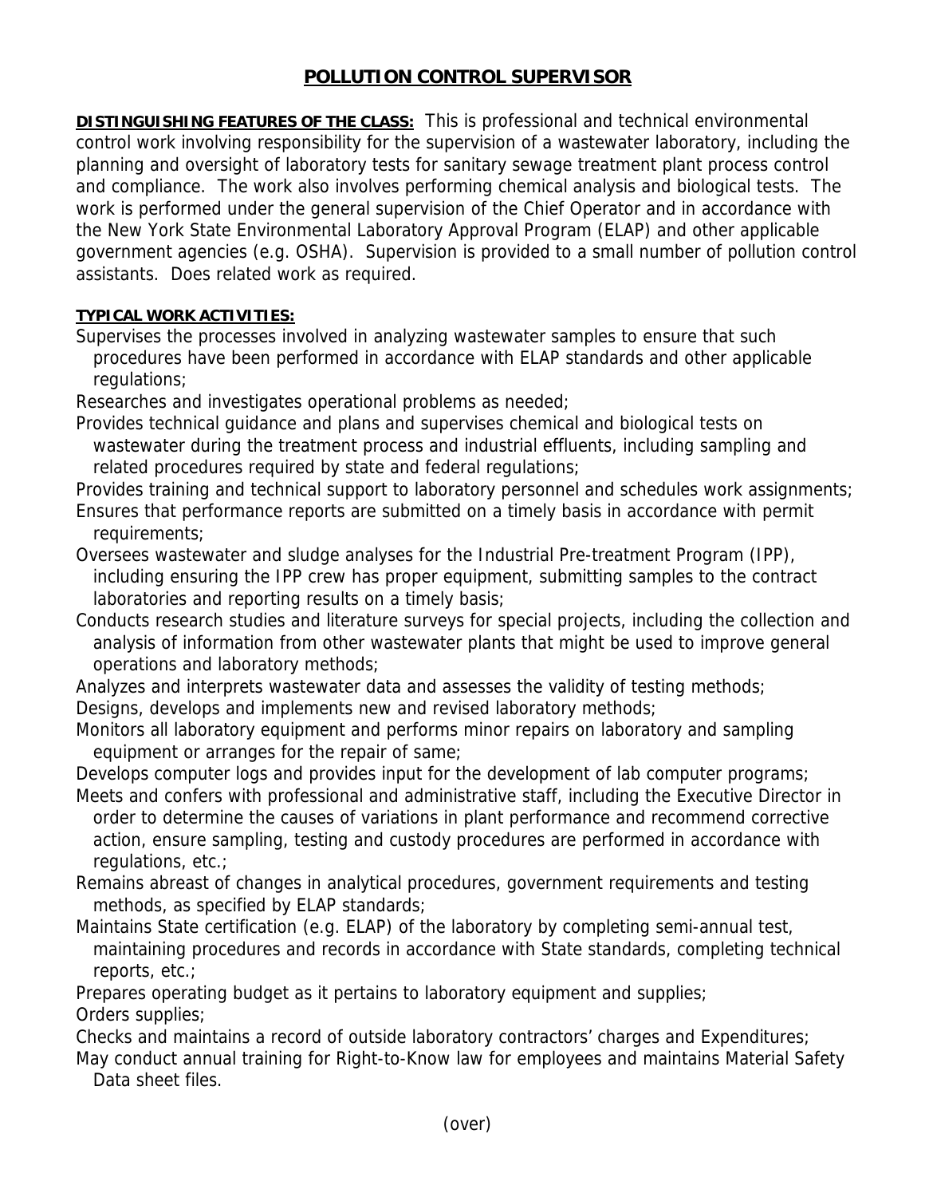# POLLUTION CONTROL SUPERVISOR

**DISTINGUISHING FEATURES OF THE CLASS:** This is professional and technical environmental control work involving responsibility for the supervision of a wastewater laboratory, including the planning and oversight of laboratory tests for sanitary sewage treatment plant process control and compliance. The work also involves performing chemical analysis and biological tests. The work is performed under the general supervision of the Chief Operator and in accordance with the New York State Environmental Laboratory Approval Program (ELAP) and other applicable government agencies (e.g. OSHA). Supervision is provided to a small number of pollution control assistants. Does related work as required.

**TYPICAL WORK ACTIVITIES:**

Supervises the processes involved in analyzing wastewater samples to ensure that such procedures have been performed in accordance with ELAP standards and other applicable regulations;

Researches and investigates operational problems as needed;

Provides technical guidance and plans and supervises chemical and biological tests on wastewater during the treatment process and industrial effluents, including sampling and related procedures required by state and federal regulations;

Provides training and technical support to laboratory personnel and schedules work assignments;

Ensures that performance reports are submitted on a timely basis in accordance with permit requirements;

Oversees wastewater and sludge analyses for the Industrial Pre-treatment Program (IPP), including ensuring the IPP crew has proper equipment, submitting samples to the contract laboratories and reporting results on a timely basis;

Conducts research studies and literature surveys for special projects, including the collection and analysis of information from other wastewater plants that might be used to improve general operations and laboratory methods;

Analyzes and interprets wastewater data and assesses the validity of testing methods;

Designs, develops and implements new and revised laboratory methods;

Monitors all laboratory equipment and performs minor repairs on laboratory and sampling equipment or arranges for the repair of same;

Develops computer logs and provides input for the development of lab computer programs;

Meets and confers with professional and administrative staff, including the Executive Director in order to determine the causes of variations in plant performance and recommend corrective action, ensure sampling, testing and custody procedures are performed in accordance with regulations, etc.;

Remains abreast of changes in analytical procedures, government requirements and testing methods, as specified by ELAP standards;

Maintains State certification (e.g. ELAP) of the laboratory by completing semi-annual test, maintaining procedures and records in accordance with State standards, completing technical reports, etc.;

Prepares operating budget as it pertains to laboratory equipment and supplies;

Orders supplies;

Checks and maintains a record of outside laboratory contractors' charges and Expenditures;

May conduct annual training for Right-to-Know law for employees and maintains Material Safety Data sheet files.

(over)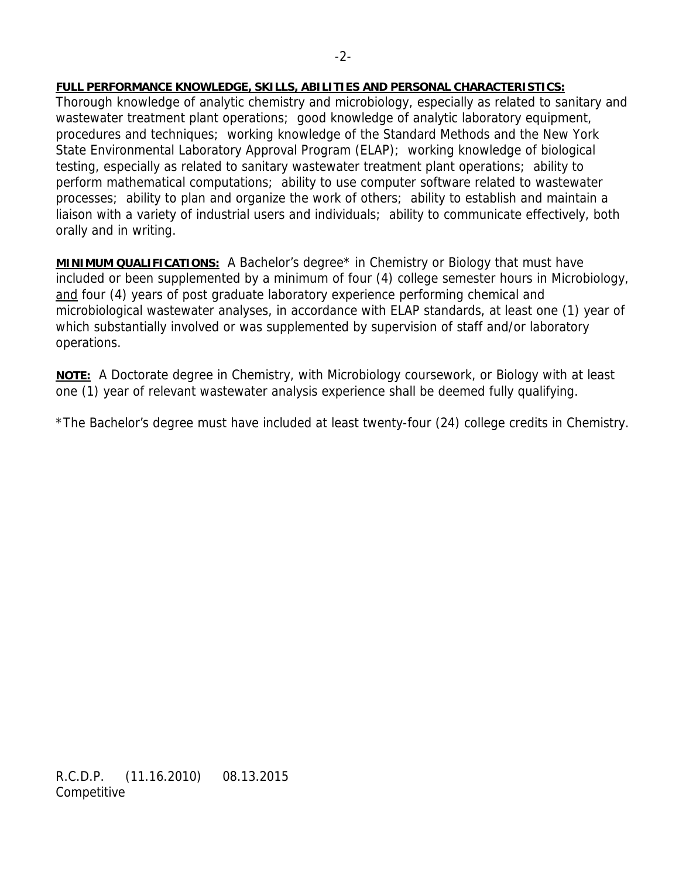**FULL PERFORMANCE KNOWLEDGE, SKILLS, ABILITIES AND PERSONAL CHARACTERISTICS:** Thorough knowledge of analytic chemistry and microbiology, especially as related to sanitary and wastewater treatment plant operations; good knowledge of analytic laboratory equipment, procedures and techniques; working knowledge of the Standard Methods and the New York State Environmental Laboratory Approval Program (ELAP); working knowledge of biological testing, especially as related to sanitary wastewater treatment plant operations; ability to perform mathematical computations; ability to use computer software related to wastewater processes; ability to plan and organize the work of others; ability to establish and maintain a liaison with a variety of industrial users and individuals; ability to communicate effectively, both orally and in writing.

**MINIMUM QUALIFICATIONS:** A Bachelor's degree* in Chemistry or Biology that must have included or been supplemented by a minimum of four (4) college semester hours in Microbiology, and four (4) years of post graduate laboratory experience performing chemical and microbiological wastewater analyses, in accordance with ELAP standards, at least one (1) year of which substantially involved or was supplemented by supervision of staff and/or laboratory operations.

**NOTE:** A Doctorate degree in Chemistry, with Microbiology coursework, or Biology with at least one (1) year of relevant wastewater analysis experience shall be deemed fully qualifying.

*The Bachelor's degree must have included at least twenty-four (24) college credits in Chemistry.

R.C.D.P. (11.16.2010) 08.13.2015
Competitive